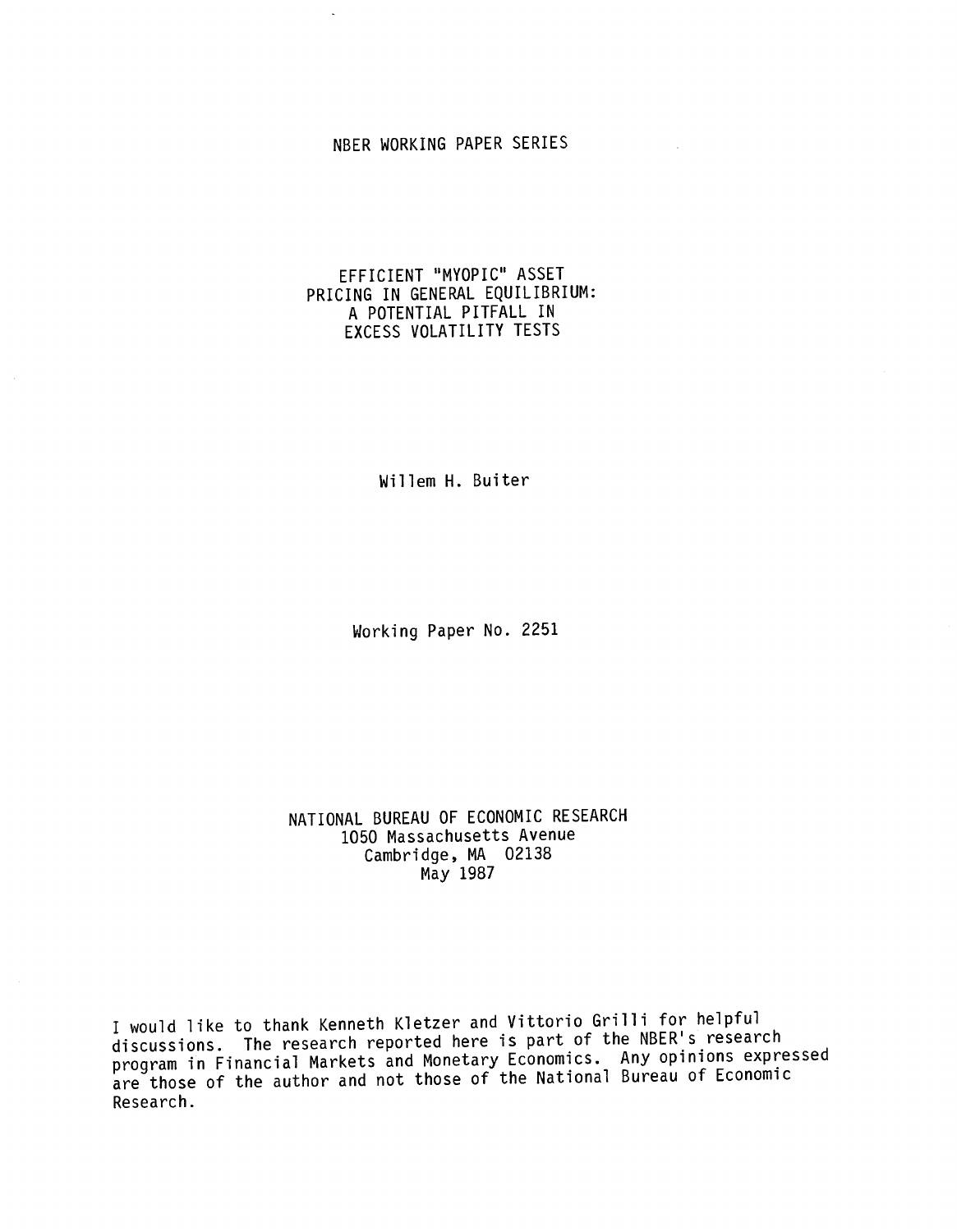NBER WORKING PAPER SERIES

# EFFICIENT "MYOPIC" ASSET PRICING IN GENERAL EQUILIBRIUM: A POTENTIAL PITFALL IN EXCESS VOLATILITY TESTS

Willem H. Buiter

Working Paper No. 2251

NATIONAL BUREAU OF ECONOMIC RESEARCH
1050 Massachusetts Avenue
Cambridge, MA 02138
May 1987

I would like to thank Kenneth Kletzer and Vittorio Grilli for helpful discussions. The research reported here is part of the NBER's research program in Financial Markets and Monetary Economics. Any opinions expressed are those of the author and not those of the National Bureau of Economic Research.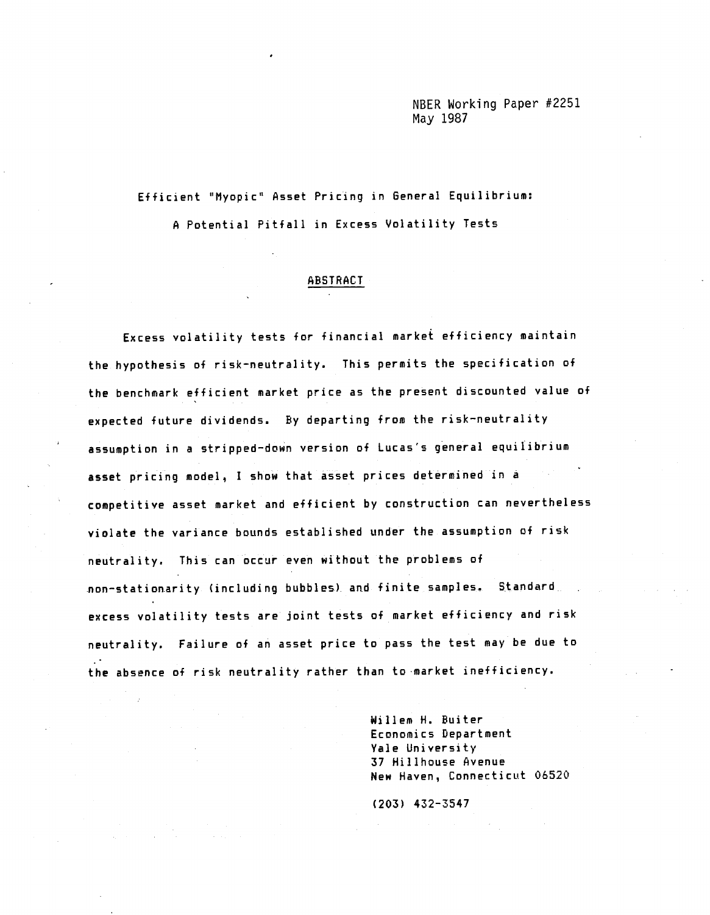NBER Working Paper #2251
May 1987

Efficient "Myopic" Asset Pricing in General Equilibrium:
A Potential Pitfall in Excess Volatility Tests

## ABSTRACT

Excess volatility tests for financial market efficiency maintain the hypothesis of risk-neutrality. This permits the specification of the benchmark efficient market price as the present discounted value of expected future dividends. By departing from the risk-neutrality assumption in a stripped-down version of Lucas's general equilibrium asset pricing model, I show that asset prices determined in a competitive asset market and efficient by construction can nevertheless violate the variance bounds established under the assumption of risk neutrality. This can occur even without the problems of non-stationarity (including bubbles) and finite samples. Standard excess volatility tests are joint tests of market efficiency and risk neutrality. Failure of an asset price to pass the test may be due to the absence of risk neutrality rather than to market inefficiency.

Willem H. Buiter
Economics Department
Yale University
37 Hillhouse Avenue
New Haven, Connecticut 06520

(203) 432-3547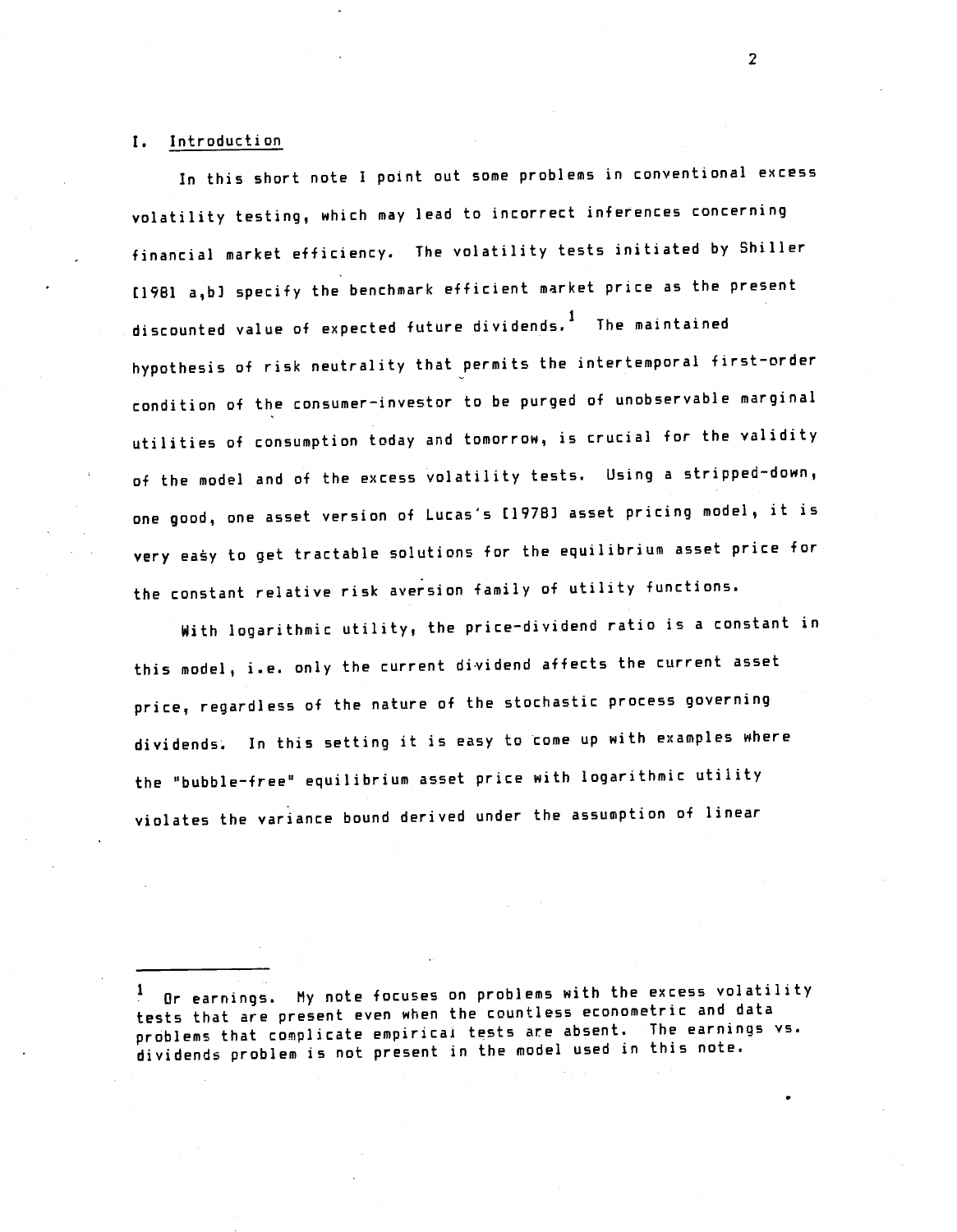## I. Introduction

In this short note I point out some problems in conventional excess volatility testing, which may lead to incorrect inferences concerning financial market efficiency. The volatility tests initiated by Shiller [1981 a,b] specify the benchmark efficient market price as the present discounted value of expected future dividends.[1] The maintained hypothesis of risk neutrality that permits the intertemporal first-order condition of the consumer-investor to be purged of unobservable marginal utilities of consumption today and tomorrow, is crucial for the validity of the model and of the excess volatility tests. Using a stripped-down, one good, one asset version of Lucas's [1978] asset pricing model, it is very easy to get tractable solutions for the equilibrium asset price for the constant relative risk aversion family of utility functions.

With logarithmic utility, the price-dividend ratio is a constant in this model, i.e. only the current dividend affects the current asset price, regardless of the nature of the stochastic process governing dividends. In this setting it is easy to come up with examples where the "bubble-free" equilibrium asset price with logarithmic utility violates the variance bound derived under the assumption of linear

---

[1] Or earnings. My note focuses on problems with the excess volatility tests that are present even when the countless econometric and data problems that complicate empirical tests are absent. The earnings vs. dividends problem is not present in the model used in this note.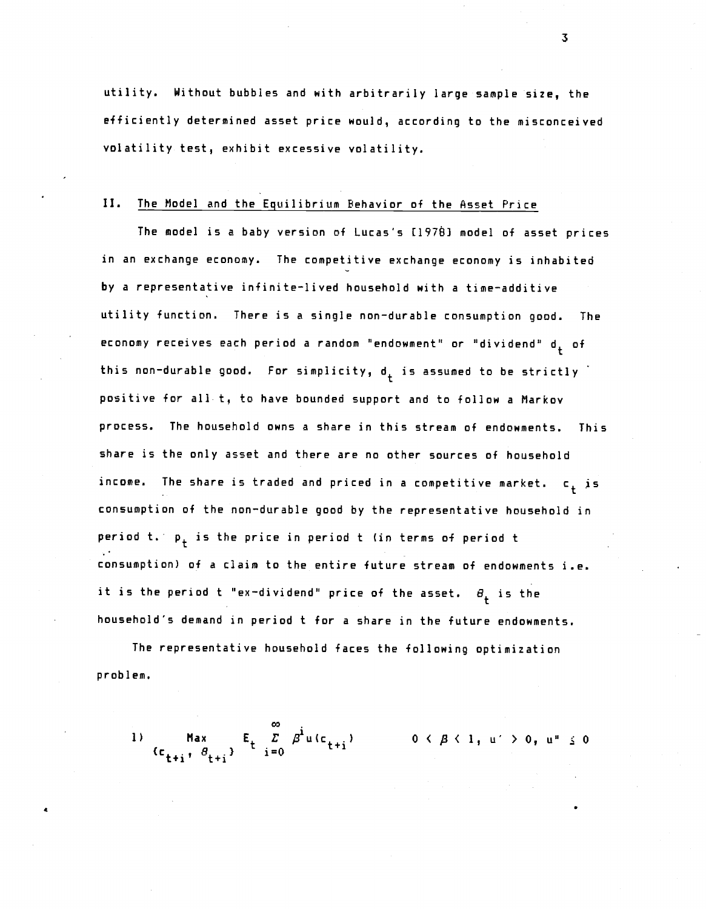utility. Without bubbles and with arbitrarily large sample size, the efficiently determined asset price would, according to the misconceived volatility test, exhibit excessive volatility.

## II. The Model and the Equilibrium Behavior of the Asset Price

The model is a baby version of Lucas's [1978] model of asset prices in an exchange economy. The competitive exchange economy is inhabited by a representative infinite-lived household with a time-additive utility function. There is a single non-durable consumption good. The economy receives each period a random "endowment" or "dividend" $d_t$ of this non-durable good. For simplicity, $d_t$ is assumed to be strictly positive for all t, to have bounded support and to follow a Markov process. The household owns a share in this stream of endowments. This share is the only asset and there are no other sources of household income. The share is traded and priced in a competitive market. $c_t$ is consumption of the non-durable good by the representative household in period t. $p_t$ is the price in period t (in terms of period t consumption) of a claim to the entire future stream of endowments i.e. it is the period t "ex-dividend" price of the asset. $\theta_t$ is the household's demand in period t for a share in the future endowments.

The representative household faces the following optimization problem.

$$1) \qquad \underset{\{c_{t+i},\, \theta_{t+i}\}}{\text{Max}} \; E_t \sum_{i=0}^{\infty} \beta^i u(c_{t+i}) \qquad 0 < \beta < 1,\; u' > 0,\; u'' \leq 0$$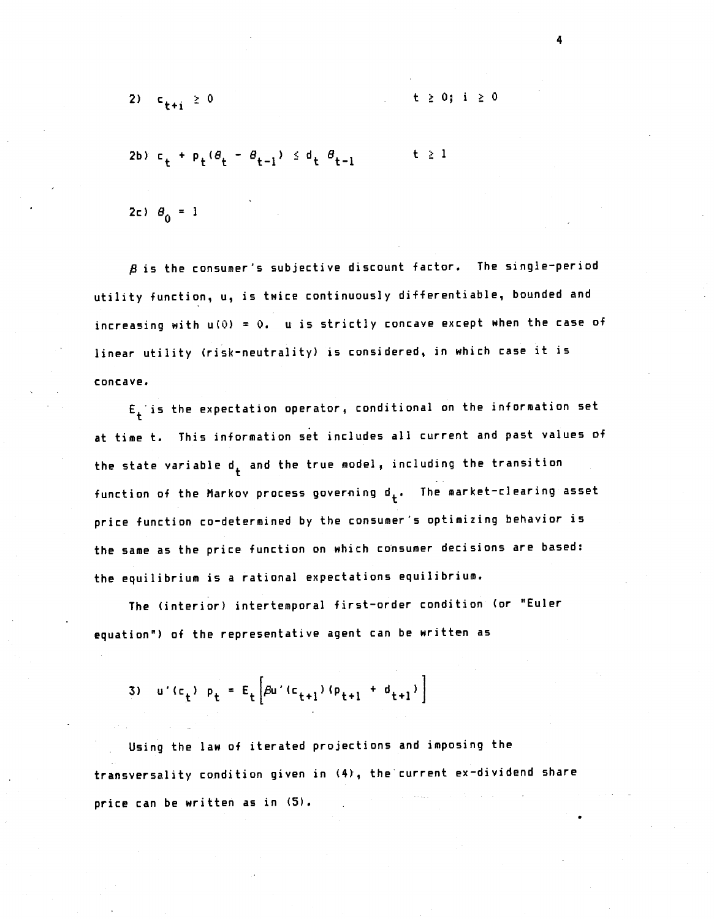$$2) \quad c_{t+i} \geq 0 \qquad\qquad t \geq 0;\ i \geq 0$$

$$2b) \quad c_t + p_t(\theta_t - \theta_{t-1}) \leq d_t\, \theta_{t-1} \qquad\qquad t \geq 1$$

$$2c) \quad \theta_0 = 1$$

$\beta$ is the consumer's subjective discount factor. The single-period utility function, u, is twice continuously differentiable, bounded and increasing with $u(0) = 0$. u is strictly concave except when the case of linear utility (risk-neutrality) is considered, in which case it is concave.

$E_t$ is the expectation operator, conditional on the information set at time t. This information set includes all current and past values of the state variable $d_t$ and the true model, including the transition function of the Markov process governing $d_t$. The market-clearing asset price function co-determined by the consumer's optimizing behavior is the same as the price function on which consumer decisions are based: the equilibrium is a rational expectations equilibrium.

The (interior) intertemporal first-order condition (or "Euler equation") of the representative agent can be written as

$$3) \quad u'(c_t)\, p_t = E_t\left[\beta u'(c_{t+1})(p_{t+1} + d_{t+1})\right]$$

Using the law of iterated projections and imposing the transversality condition given in (4), the current ex-dividend share price can be written as in (5).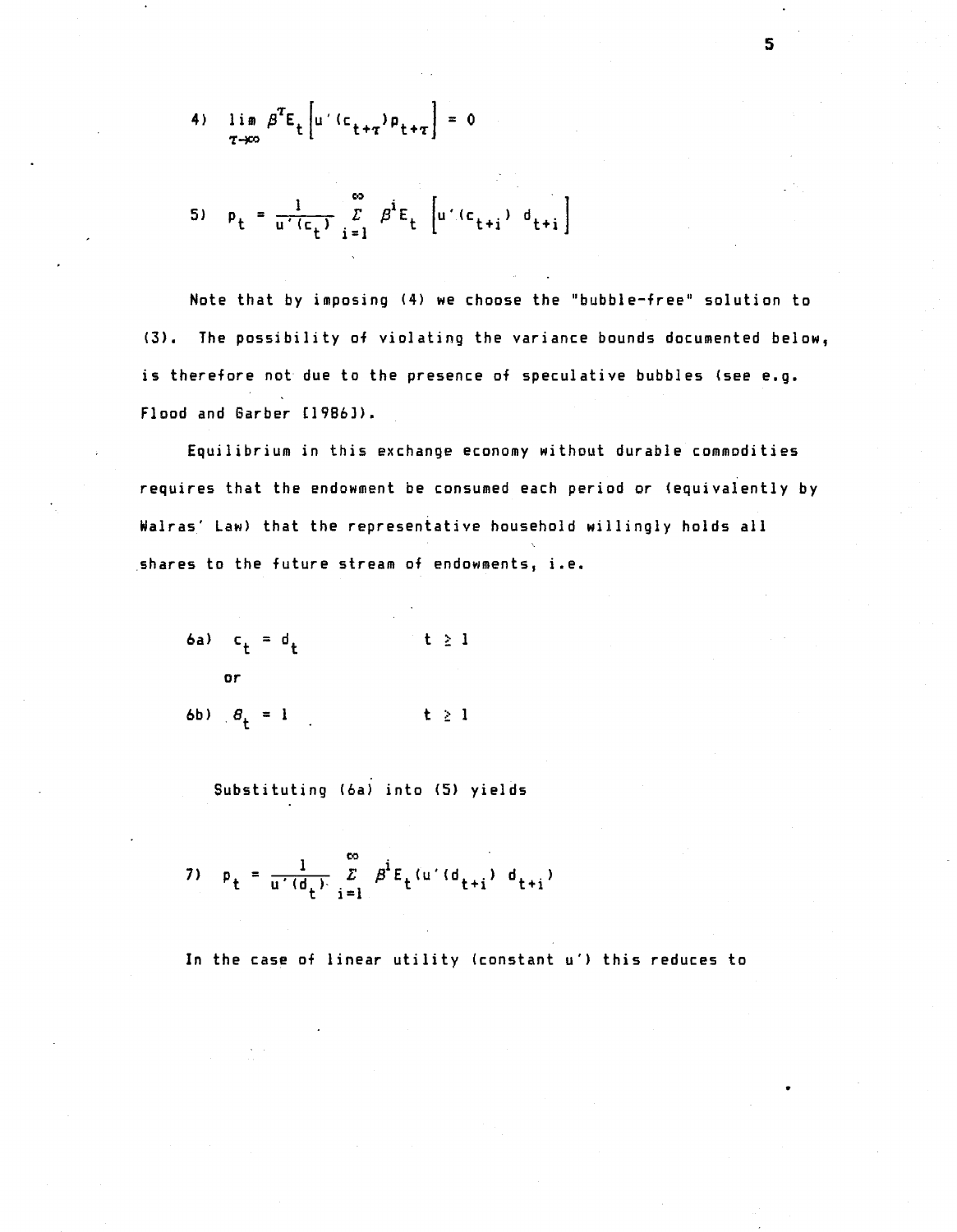$$4)\quad \lim_{\tau\to\infty} \beta^{\tau} E_t \left[ u'(c_{t+\tau}) p_{t+\tau} \right] = 0$$

$$5)\quad p_t = \frac{1}{u'(c_t)} \sum_{i=1}^{\infty} \beta^i E_t \left[ u'(c_{t+i})\, d_{t+i} \right]$$

Note that by imposing (4) we choose the "bubble-free" solution to (3). The possibility of violating the variance bounds documented below, is therefore not due to the presence of speculative bubbles (see e.g. Flood and Garber [1986]).

Equilibrium in this exchange economy without durable commodities requires that the endowment be consumed each period or (equivalently by Walras' Law) that the representative household willingly holds all shares to the future stream of endowments, i.e.

$$6a)\quad c_t = d_t \qquad\qquad t \geq 1$$

or

$$6b)\quad \theta_t = 1 \qquad\qquad t \geq 1$$

Substituting (6a) into (5) yields

$$7)\quad p_t = \frac{1}{u'(d_t)} \sum_{i=1}^{\infty} \beta^i E_t (u'(d_{t+i})\, d_{t+i})$$

In the case of linear utility (constant $u'$) this reduces to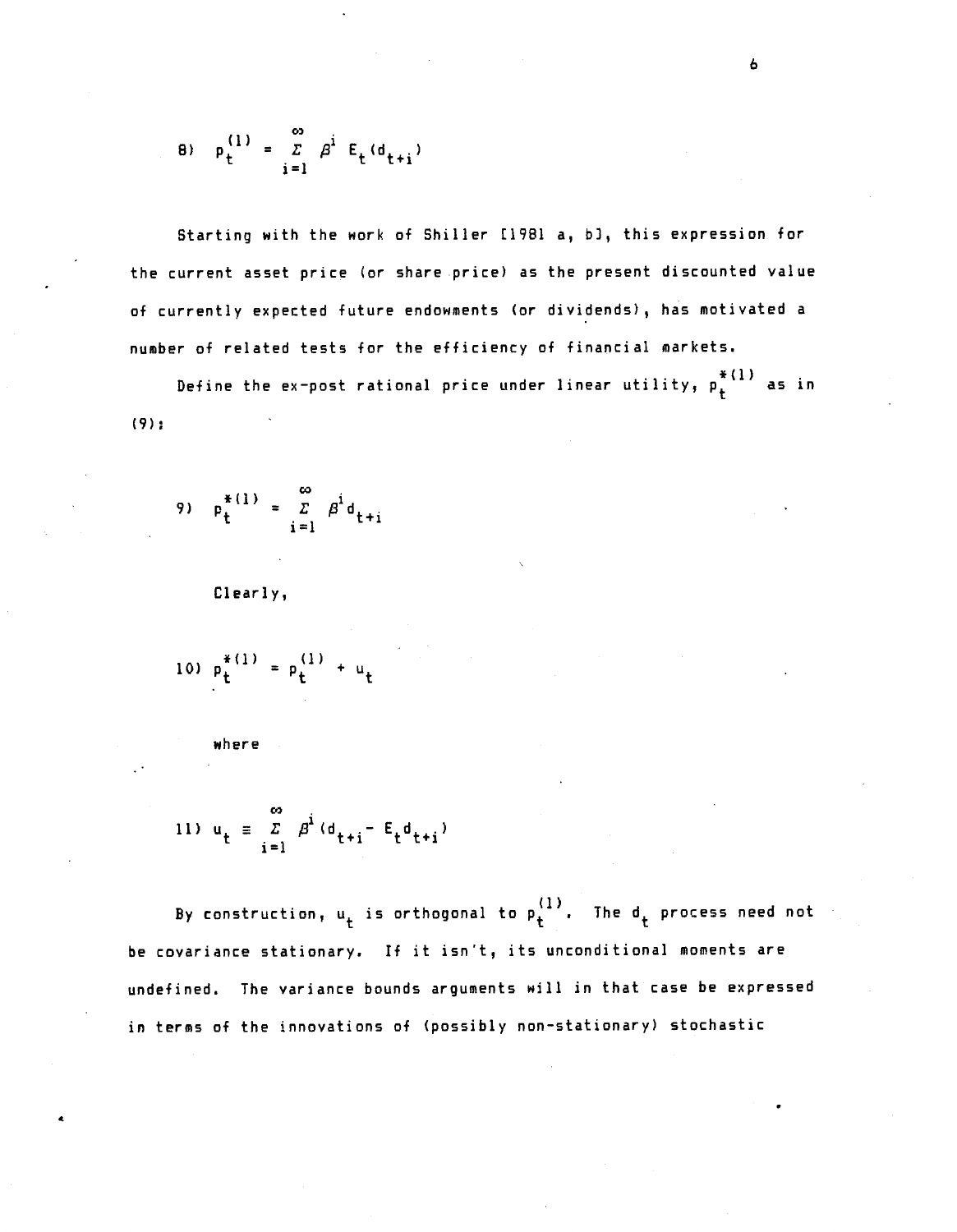$$8) \quad p_t^{(1)} = \sum_{i=1}^{\infty} \beta^i E_t(d_{t+i})$$

Starting with the work of Shiller [1981 a, b], this expression for the current asset price (or share price) as the present discounted value of currently expected future endowments (or dividends), has motivated a number of related tests for the efficiency of financial markets.

Define the ex-post rational price under linear utility, $p_t^{*(1)}$ as in (9):

$$9) \quad p_t^{*(1)} = \sum_{i=1}^{\infty} \beta^i d_{t+i}$$

Clearly,

$$10) \quad p_t^{*(1)} = p_t^{(1)} + u_t$$

where

$$11) \quad u_t \equiv \sum_{i=1}^{\infty} \beta^i (d_{t+i} - E_t d_{t+i})$$

By construction, $u_t$ is orthogonal to $p_t^{(1)}$. The $d_t$ process need not be covariance stationary. If it isn't, its unconditional moments are undefined. The variance bounds arguments will in that case be expressed in terms of the innovations of (possibly non-stationary) stochastic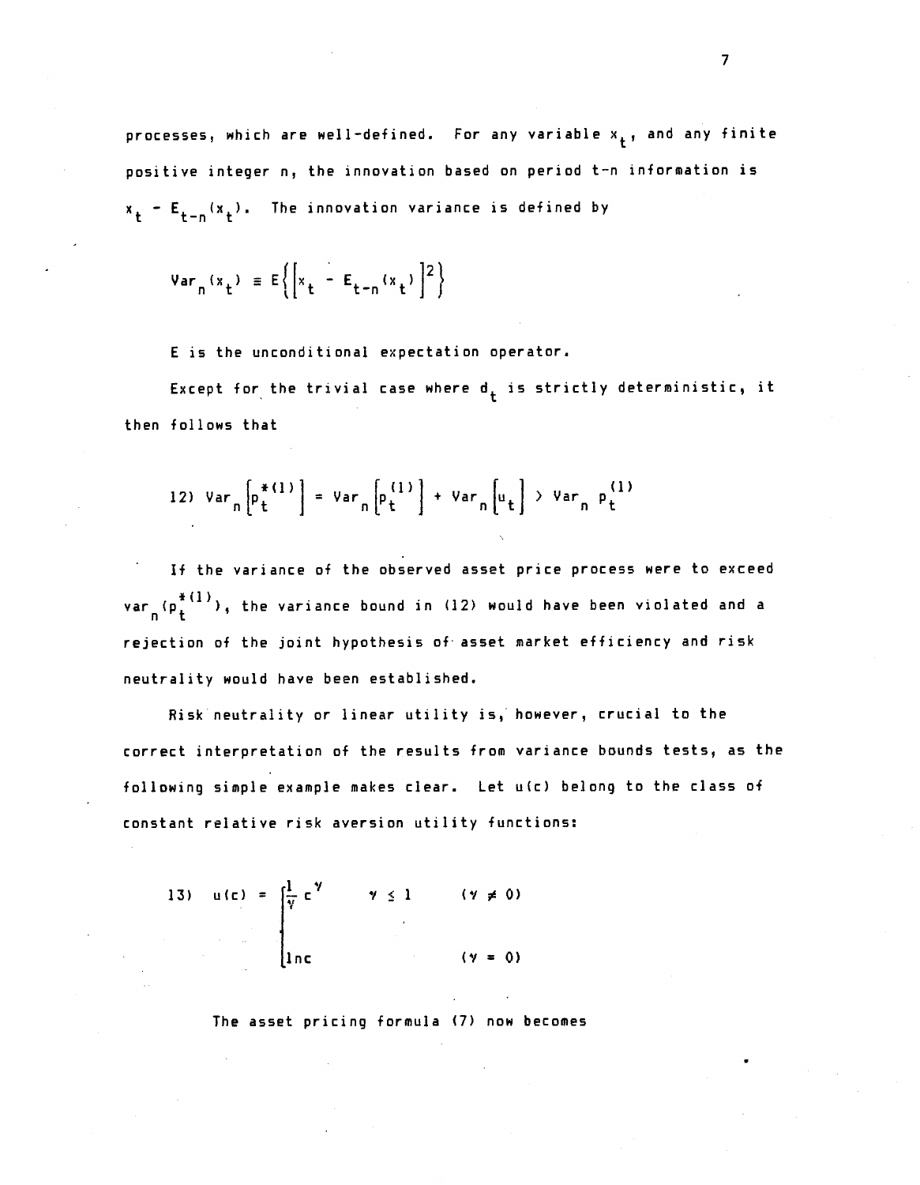processes, which are well-defined. For any variable $x_t$, and any finite positive integer n, the innovation based on period t-n information is $x_t - E_{t-n}(x_t)$. The innovation variance is defined by

$$Var_n(x_t) \equiv E\left\{\left[x_t - E_{t-n}(x_t)\right]^2\right\}$$

E is the unconditional expectation operator.

Except for the trivial case where $d_t$ is strictly deterministic, it then follows that

$$12)\quad Var_n\left[p_t^{*(1)}\right] = Var_n\left[p_t^{(1)}\right] + Var_n\left[u_t\right] > Var_n\, p_t^{(1)}$$

If the variance of the observed asset price process were to exceed $var_n(p_t^{*(1)})$, the variance bound in (12) would have been violated and a rejection of the joint hypothesis of asset market efficiency and risk neutrality would have been established.

Risk neutrality or linear utility is, however, crucial to the correct interpretation of the results from variance bounds tests, as the following simple example makes clear. Let u(c) belong to the class of constant relative risk aversion utility functions:

$$13)\quad u(c) = \begin{cases} \frac{1}{\gamma} c^{\gamma} & \gamma \leq 1 \quad (\gamma \neq 0) \\ \ln c & (\gamma = 0) \end{cases}$$

The asset pricing formula (7) now becomes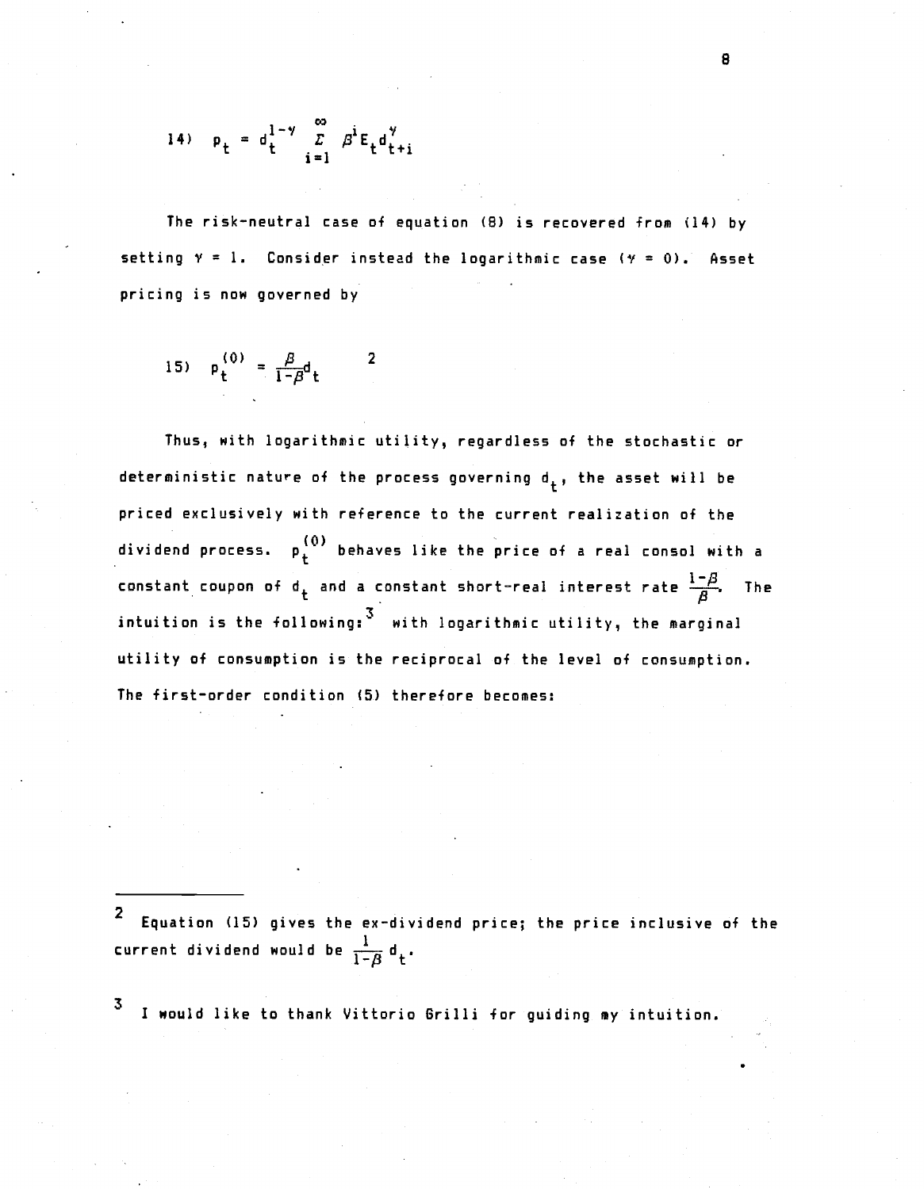$$14) \quad p_t = d_t^{1-\gamma} \sum_{i=1}^{\infty} \beta^i E_t d_{t+i}^{\gamma}$$

The risk-neutral case of equation (8) is recovered from (14) by setting $\gamma = 1$. Consider instead the logarithmic case ($\gamma = 0$). Asset pricing is now governed by

$$15) \quad p_t^{(0)} = \frac{\beta}{1-\beta} d_t$$ [2]

Thus, with logarithmic utility, regardless of the stochastic or deterministic nature of the process governing $d_t$, the asset will be priced exclusively with reference to the current realization of the dividend process. $p_t^{(0)}$ behaves like the price of a real consol with a constant coupon of $d_t$ and a constant short-real interest rate $\frac{1-\beta}{\beta}$. The intuition is the following:[3] with logarithmic utility, the marginal utility of consumption is the reciprocal of the level of consumption. The first-order condition (5) therefore becomes:

---

[2] Equation (15) gives the ex-dividend price; the price inclusive of the current dividend would be $\frac{1}{1-\beta} d_t$.

[3] I would like to thank Vittorio Grilli for guiding my intuition.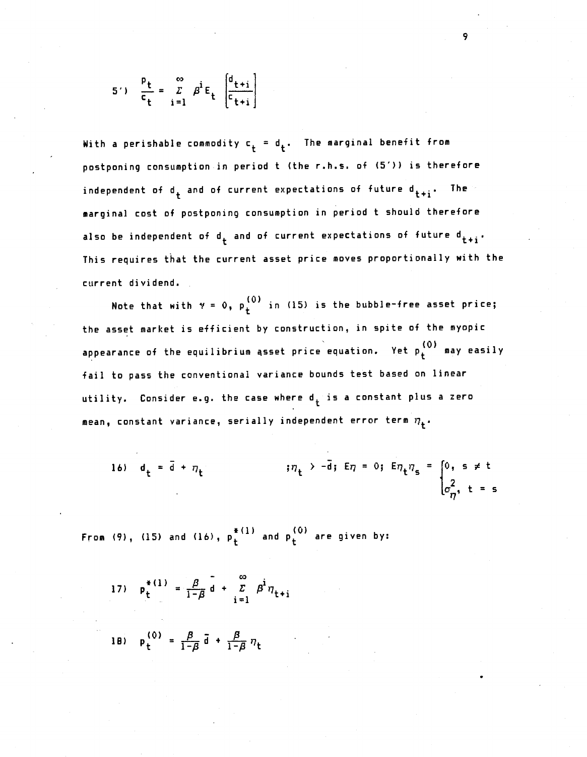$$5') \quad \frac{p_t}{c_t} = \sum_{i=1}^{\infty} \beta^i E_t \left[\frac{d_{t+i}}{c_{t+i}}\right]$$

With a perishable commodity $c_t = d_t$. The marginal benefit from postponing consumption in period t (the r.h.s. of (5')) is therefore independent of $d_t$ and of current expectations of future $d_{t+i}$. The marginal cost of postponing consumption in period t should therefore also be independent of $d_t$ and of current expectations of future $d_{t+i}$. This requires that the current asset price moves proportionally with the current dividend.

Note that with $\gamma = 0$, $p_t^{(0)}$ in (15) is the bubble-free asset price; the asset market is efficient by construction, in spite of the myopic appearance of the equilibrium asset price equation. Yet $p_t^{(0)}$ may easily fail to pass the conventional variance bounds test based on linear utility. Consider e.g. the case where $d_t$ is a constant plus a zero mean, constant variance, serially independent error term $\eta_t$.

$$16) \quad d_t = \bar{d} + \eta_t \qquad ;\eta_t > -\bar{d};\ E\eta = 0;\ E\eta_t\eta_s = \begin{cases} 0, & s \neq t \\ \sigma_\eta^2, & t = s \end{cases}$$

From (9), (15) and (16), $p_t^{*(1)}$ and $p_t^{(0)}$ are given by:

$$17) \quad p_t^{*(1)} = \frac{\beta}{1-\beta}\bar{d} + \sum_{i=1}^{\infty} \beta^i \eta_{t+i}$$

$$18) \quad p_t^{(0)} = \frac{\beta}{1-\beta}\bar{d} + \frac{\beta}{1-\beta}\eta_t$$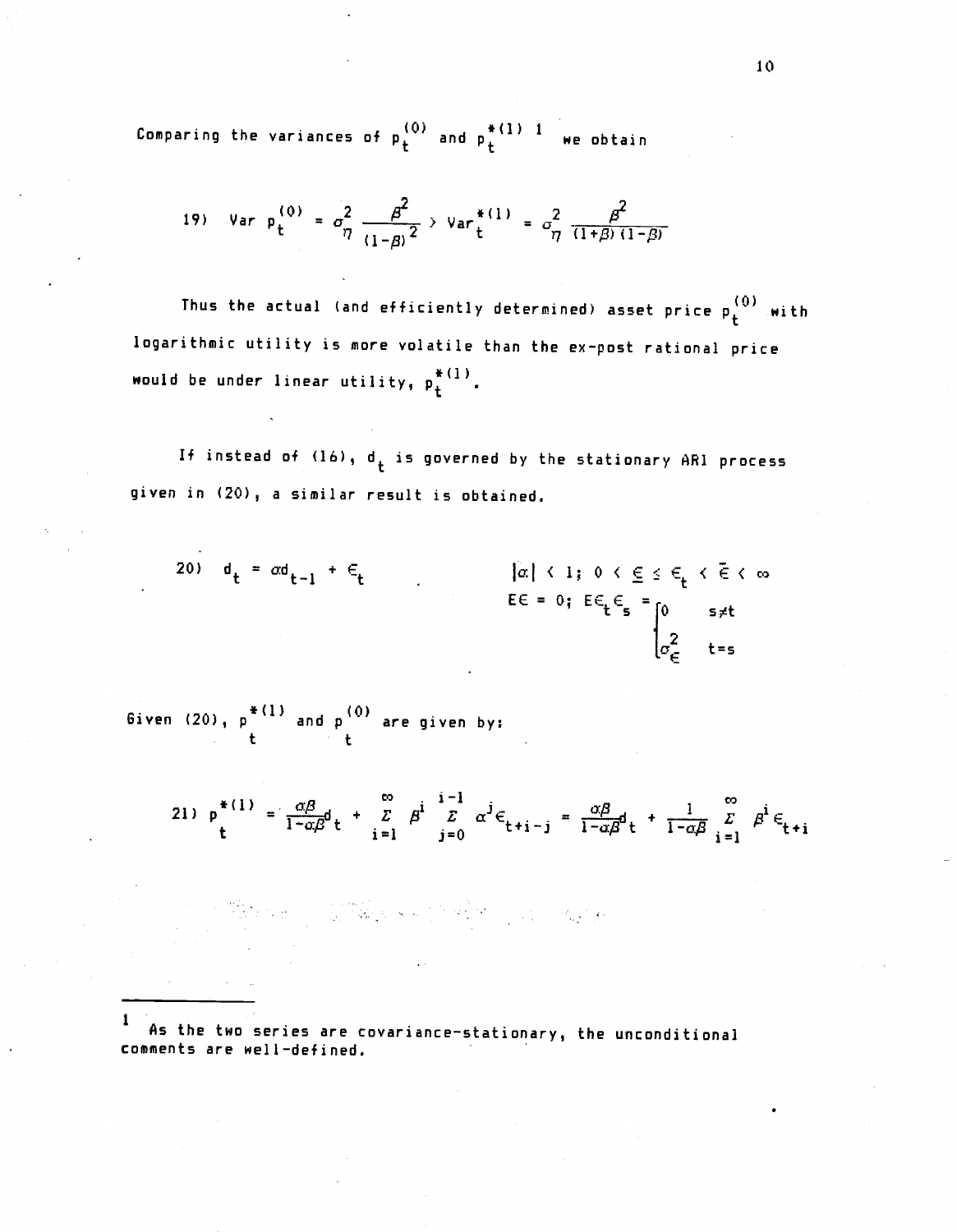Comparing the variances of $p_t^{(0)}$ and $p_t^{*(1)}$ [1] we obtain

$$19) \quad \text{Var } p_t^{(0)} = \sigma_\eta^2 \frac{\beta^2}{(1-\beta)^2} > \text{Var}_t^{*(1)} = \sigma_\eta^2 \frac{\beta^2}{(1+\beta)(1-\beta)}$$

Thus the actual (and efficiently determined) asset price $p_t^{(0)}$ with logarithmic utility is more volatile than the ex-post rational price would be under linear utility, $p_t^{*(1)}$.

If instead of (16), $d_t$ is governed by the stationary AR1 process given in (20), a similar result is obtained.

$$20) \quad d_t = \alpha d_{t-1} + \epsilon_t \qquad |\alpha| < 1; \; 0 < \underline{\epsilon} \leq \epsilon_t < \bar{\epsilon} < \infty$$

$$E\epsilon = 0; \; E\epsilon_t\epsilon_s = \begin{cases} 0 & s \neq t \\ \sigma_\epsilon^2 & t = s \end{cases}$$

Given (20), $p_t^{*(1)}$ and $p_t^{(0)}$ are given by:

$$21) \quad p_t^{*(1)} = \frac{\alpha\beta}{1-\alpha\beta} d_t + \sum_{i=1}^{\infty} \beta^i \sum_{j=0}^{i-1} \alpha^j \epsilon_{t+i-j} = \frac{\alpha\beta}{1-\alpha\beta} d_t + \frac{1}{1-\alpha\beta} \sum_{i=1}^{\infty} \beta^i \epsilon_{t+i}$$

---

[1] As the two series are covariance-stationary, the unconditional comments are well-defined.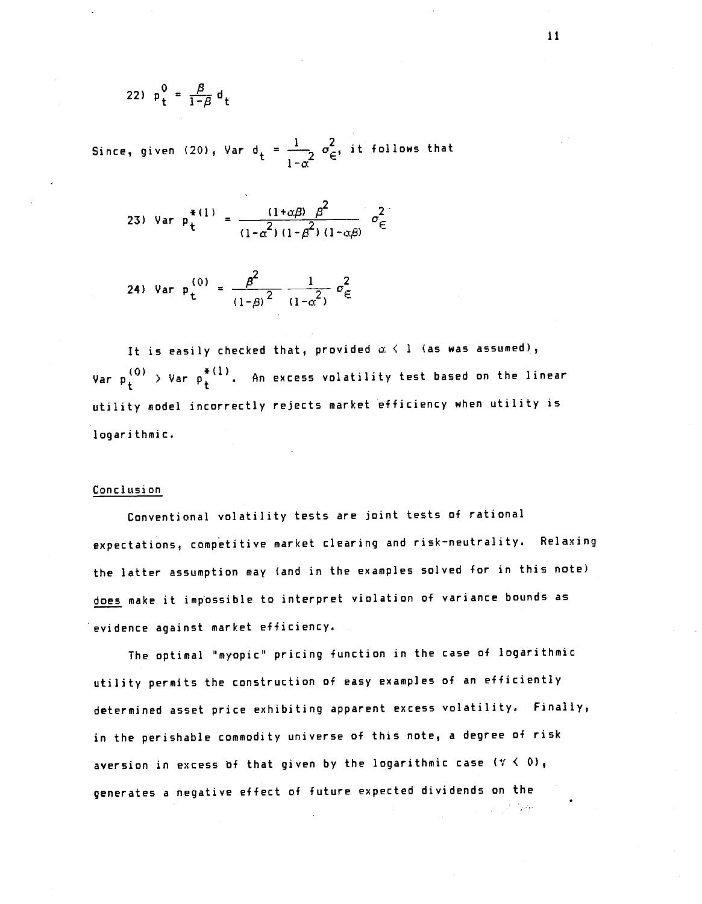22) $p_t^0 = \frac{\beta}{1-\beta} d_t$

Since, given (20), Var $d_t = \frac{1}{1-\alpha^2} \sigma_\epsilon^2$, it follows that

$$23) \quad \text{Var } p_t^{*(1)} = \frac{(1+\alpha\beta)\ \beta^2}{(1-\alpha^2)(1-\beta^2)(1-\alpha\beta)} \sigma_\epsilon^2$$

$$24) \quad \text{Var } p_t^{(0)} = \frac{\beta^2}{(1-\beta)^2} \frac{1}{(1-\alpha^2)} \sigma_\epsilon^2$$

It is easily checked that, provided $\alpha < 1$ (as was assumed), Var $p_t^{(0)}$ > Var $p_t^{*(1)}$. An excess volatility test based on the linear utility model incorrectly rejects market efficiency when utility is logarithmic.

## Conclusion

Conventional volatility tests are joint tests of rational expectations, competitive market clearing and risk-neutrality. Relaxing the latter assumption may (and in the examples solved for in this note) does make it impossible to interpret violation of variance bounds as evidence against market efficiency.

The optimal "myopic" pricing function in the case of logarithmic utility permits the construction of easy examples of an efficiently determined asset price exhibiting apparent excess volatility. Finally, in the perishable commodity universe of this note, a degree of risk aversion in excess of that given by the logarithmic case ($\gamma < 0$), generates a negative effect of future expected dividends on the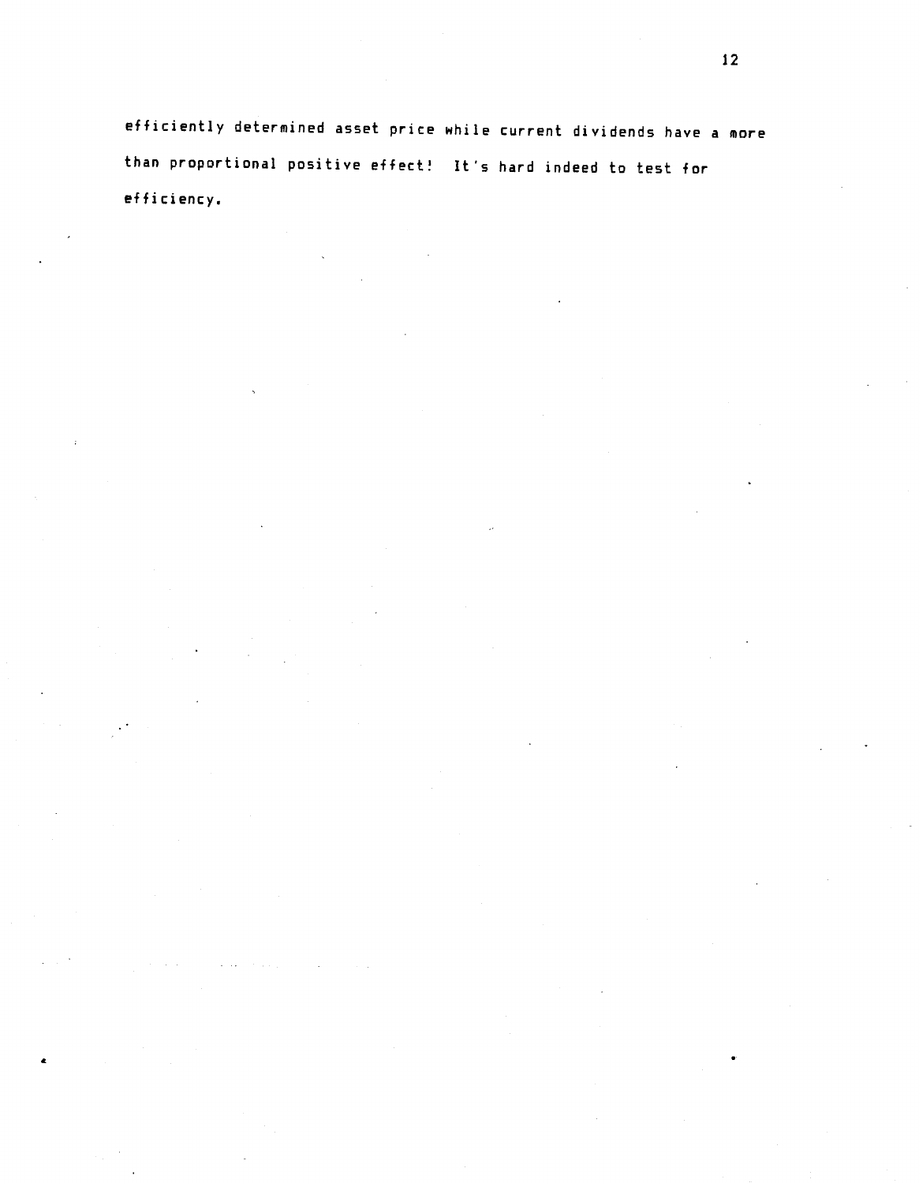efficiently determined asset price while current dividends have a more than proportional positive effect! It's hard indeed to test for efficiency.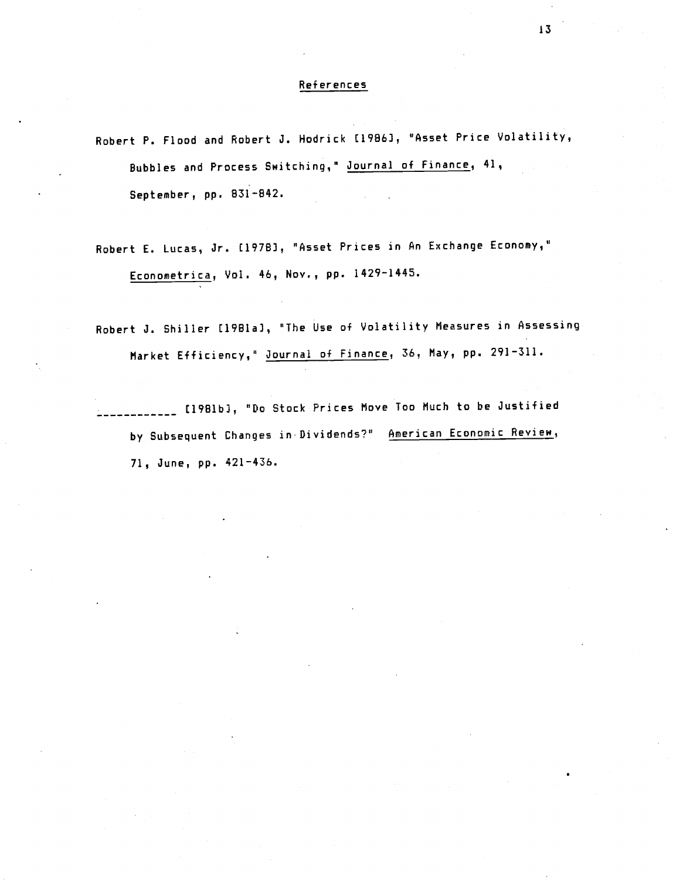## References

Robert P. Flood and Robert J. Hodrick [1986], "Asset Price Volatility, Bubbles and Process Switching," _Journal of Finance_, 41, September, pp. 831-842.

Robert E. Lucas, Jr. [1978], "Asset Prices in An Exchange Economy," _Econometrica_, Vol. 46, Nov., pp. 1429-1445.

Robert J. Shiller [1981a], "The Use of Volatility Measures in Assessing Market Efficiency," _Journal of Finance_, 36, May, pp. 291-311.

____________ [1981b], "Do Stock Prices Move Too Much to be Justified by Subsequent Changes in Dividends?" _American Economic Review_, 71, June, pp. 421-436.